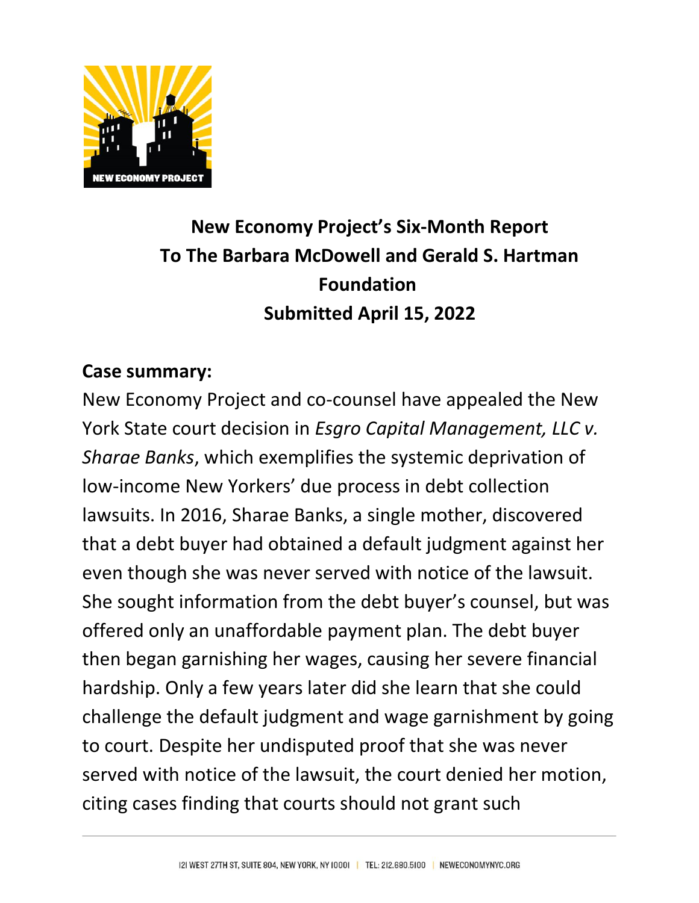# New Economy Project's Six-Month Report To The Barbara McDowell and Gerald S. Hartman Foundation Submitted April 15, 2022

## Case summary:

New Economy Project and co-counsel have appealed the New York State court decision in *Esgro Capital Management, LLC v. Sharae Banks*, which exemplifies the systemic deprivation of low-income New Yorkers' due process in debt collection lawsuits. In 2016, Sharae Banks, a single mother, discovered that a debt buyer had obtained a default judgment against her even though she was never served with notice of the lawsuit. She sought information from the debt buyer's counsel, but was offered only an unaffordable payment plan. The debt buyer then began garnishing her wages, causing her severe financial hardship. Only a few years later did she learn that she could challenge the default judgment and wage garnishment by going to court. Despite her undisputed proof that she was never served with notice of the lawsuit, the court denied her motion, citing cases finding that courts should not grant such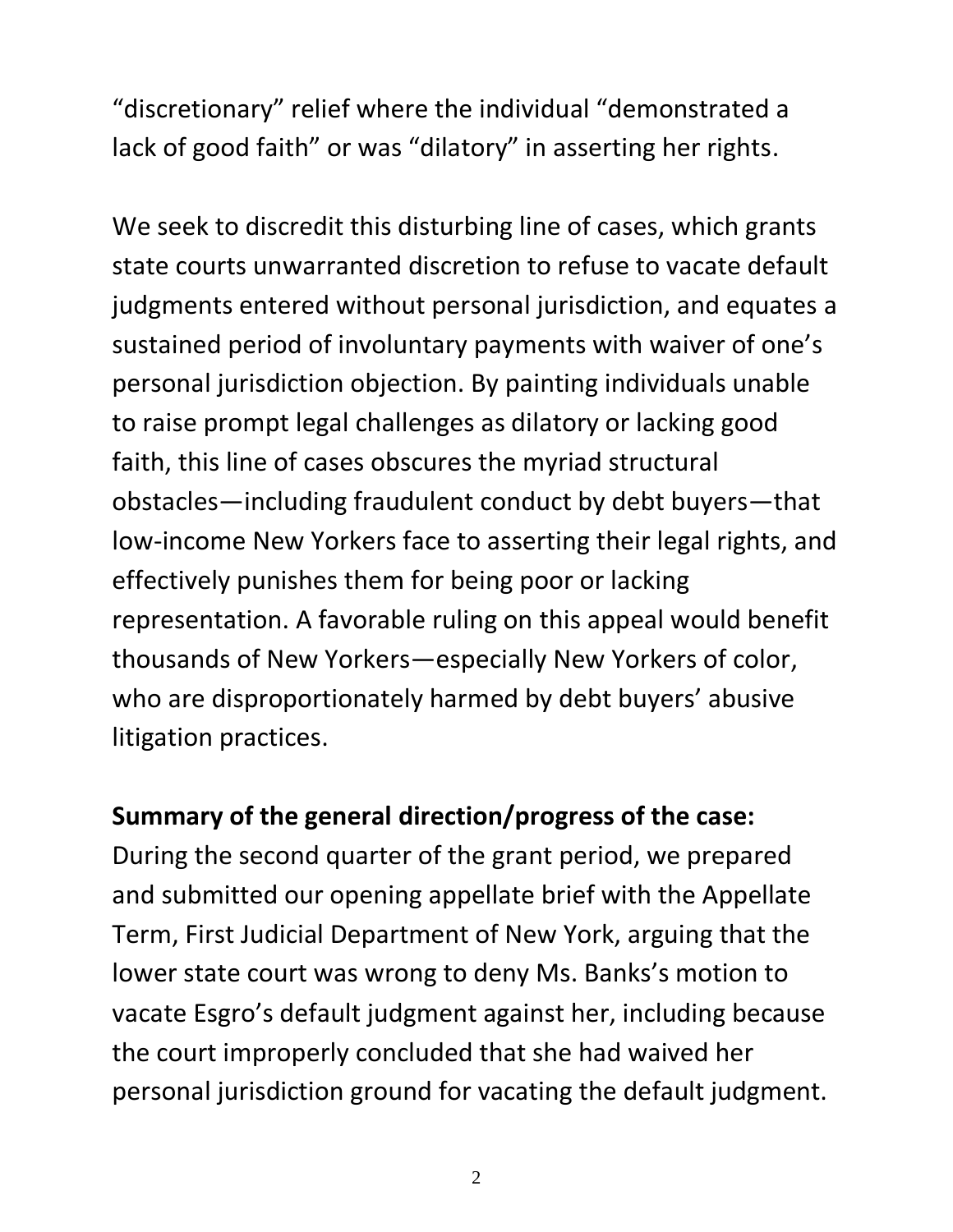“discretionary” relief where the individual “demonstrated a lack of good faith” or was “dilatory” in asserting her rights.

We seek to discredit this disturbing line of cases, which grants state courts unwarranted discretion to refuse to vacate default judgments entered without personal jurisdiction, and equates a sustained period of involuntary payments with waiver of one’s personal jurisdiction objection. By painting individuals unable to raise prompt legal challenges as dilatory or lacking good faith, this line of cases obscures the myriad structural obstacles—including fraudulent conduct by debt buyers—that low-income New Yorkers face to asserting their legal rights, and effectively punishes them for being poor or lacking representation. A favorable ruling on this appeal would benefit thousands of New Yorkers—especially New Yorkers of color, who are disproportionately harmed by debt buyers’ abusive litigation practices.

**Summary of the general direction/progress of the case:**
During the second quarter of the grant period, we prepared and submitted our opening appellate brief with the Appellate Term, First Judicial Department of New York, arguing that the lower state court was wrong to deny Ms. Banks’s motion to vacate Esgro’s default judgment against her, including because the court improperly concluded that she had waived her personal jurisdiction ground for vacating the default judgment.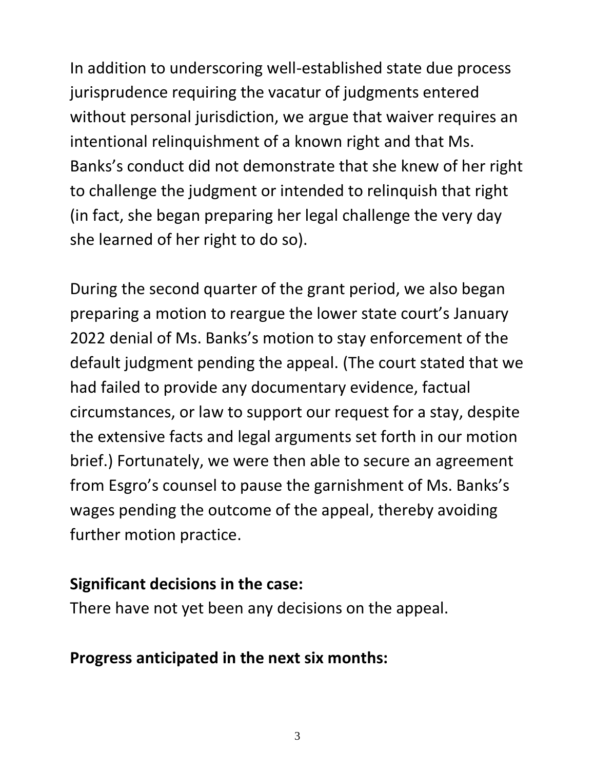In addition to underscoring well-established state due process jurisprudence requiring the vacatur of judgments entered without personal jurisdiction, we argue that waiver requires an intentional relinquishment of a known right and that Ms. Banks's conduct did not demonstrate that she knew of her right to challenge the judgment or intended to relinquish that right (in fact, she began preparing her legal challenge the very day she learned of her right to do so).

During the second quarter of the grant period, we also began preparing a motion to reargue the lower state court's January 2022 denial of Ms. Banks's motion to stay enforcement of the default judgment pending the appeal. (The court stated that we had failed to provide any documentary evidence, factual circumstances, or law to support our request for a stay, despite the extensive facts and legal arguments set forth in our motion brief.) Fortunately, we were then able to secure an agreement from Esgro's counsel to pause the garnishment of Ms. Banks's wages pending the outcome of the appeal, thereby avoiding further motion practice.

**Significant decisions in the case:**

There have not yet been any decisions on the appeal.

**Progress anticipated in the next six months:**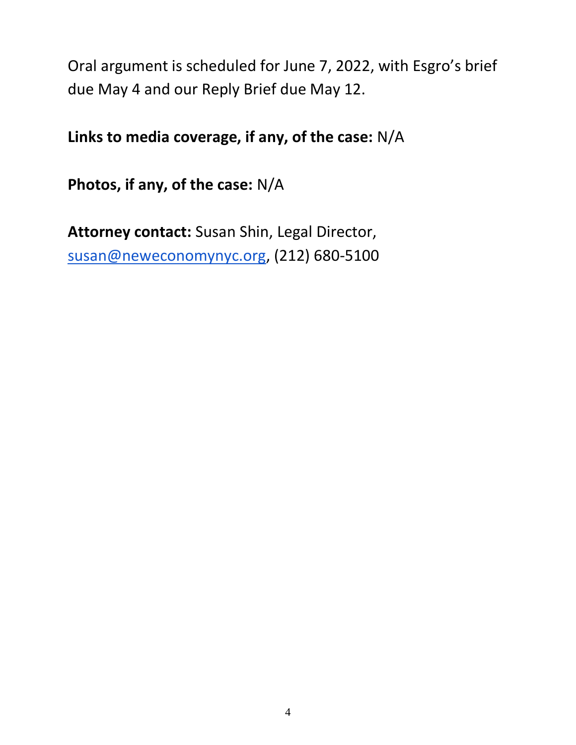Oral argument is scheduled for June 7, 2022, with Esgro's brief due May 4 and our Reply Brief due May 12.

**Links to media coverage, if any, of the case:** N/A

**Photos, if any, of the case:** N/A

**Attorney contact:** Susan Shin, Legal Director, susan@neweconomynyc.org, (212) 680-5100